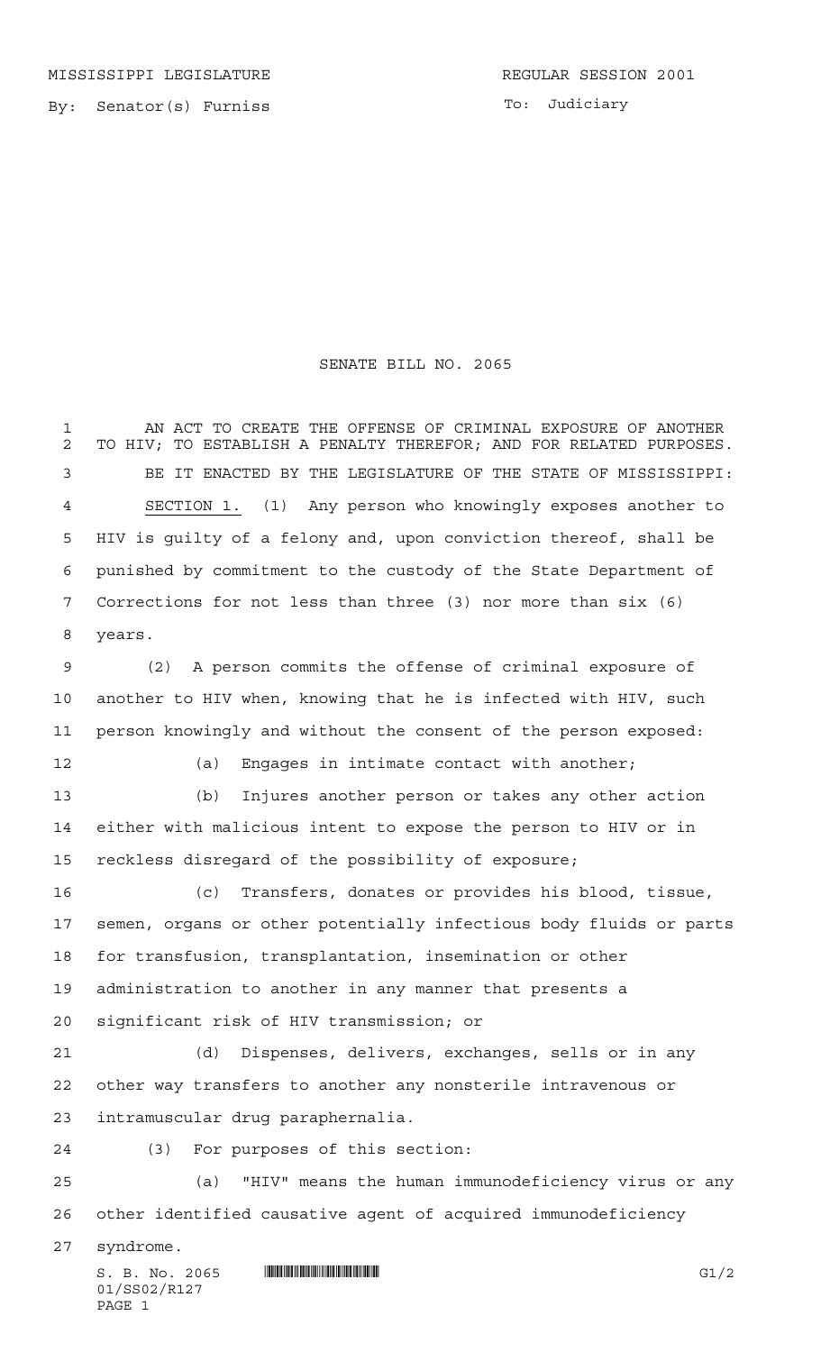MISSISSIPPI LEGISLATURE REGULAR SESSION 2001

By: Senator(s) Furniss

To: Judiciary

# SENATE BILL NO. 2065

AN ACT TO CREATE THE OFFENSE OF CRIMINAL EXPOSURE OF ANOTHER TO HIV; TO ESTABLISH A PENALTY THEREFOR; AND FOR RELATED PURPOSES.

BE IT ENACTED BY THE LEGISLATURE OF THE STATE OF MISSISSIPPI:

SECTION 1. (1) Any person who knowingly exposes another to HIV is guilty of a felony and, upon conviction thereof, shall be punished by commitment to the custody of the State Department of Corrections for not less than three (3) nor more than six (6) years.

(2) A person commits the offense of criminal exposure of another to HIV when, knowing that he is infected with HIV, such person knowingly and without the consent of the person exposed:

(a) Engages in intimate contact with another;

(b) Injures another person or takes any other action either with malicious intent to expose the person to HIV or in reckless disregard of the possibility of exposure;

(c) Transfers, donates or provides his blood, tissue, semen, organs or other potentially infectious body fluids or parts for transfusion, transplantation, insemination or other administration to another in any manner that presents a significant risk of HIV transmission; or

(d) Dispenses, delivers, exchanges, sells or in any other way transfers to another any nonsterile intravenous or intramuscular drug paraphernalia.

(3) For purposes of this section:

(a) "HIV" means the human immunodeficiency virus or any other identified causative agent of acquired immunodeficiency syndrome.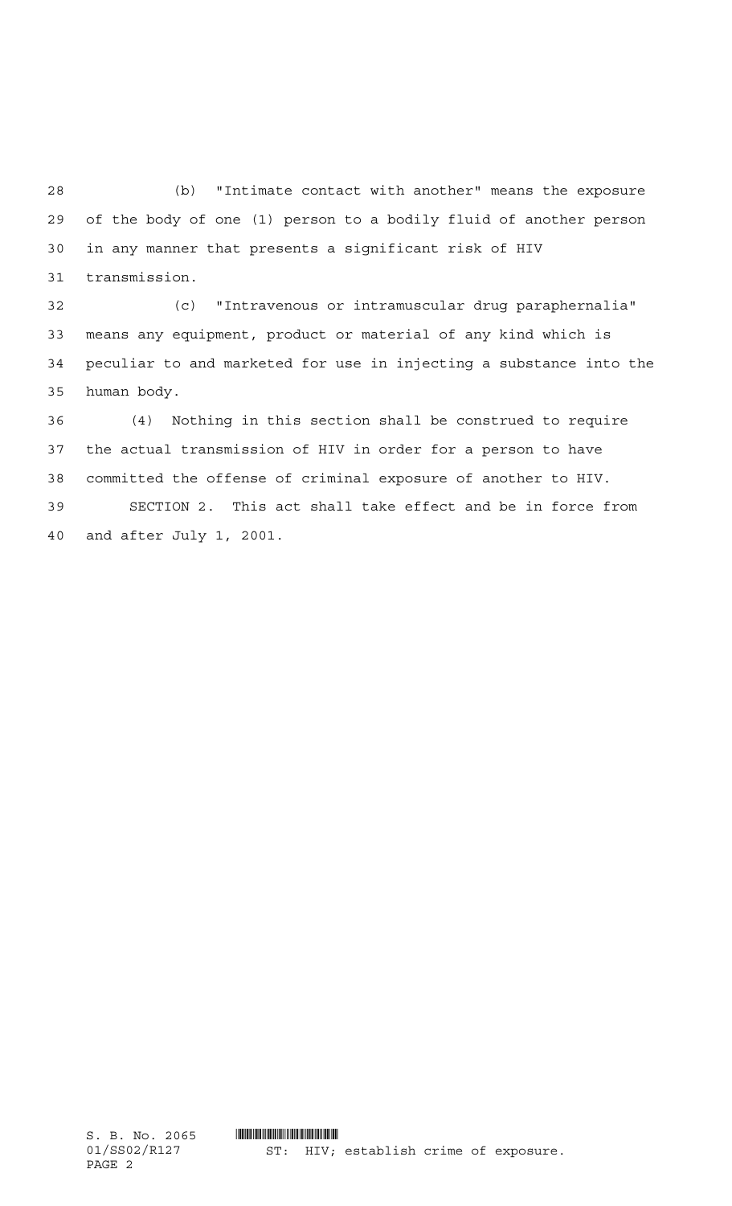(b) "Intimate contact with another" means the exposure of the body of one (1) person to a bodily fluid of another person in any manner that presents a significant risk of HIV transmission.

(c) "Intravenous or intramuscular drug paraphernalia" means any equipment, product or material of any kind which is peculiar to and marketed for use in injecting a substance into the human body.

(4) Nothing in this section shall be construed to require the actual transmission of HIV in order for a person to have committed the offense of criminal exposure of another to HIV.

SECTION 2. This act shall take effect and be in force from and after July 1, 2001.

S. B. No. 2065
01/SS02/R127
ST: HIV; establish crime of exposure.